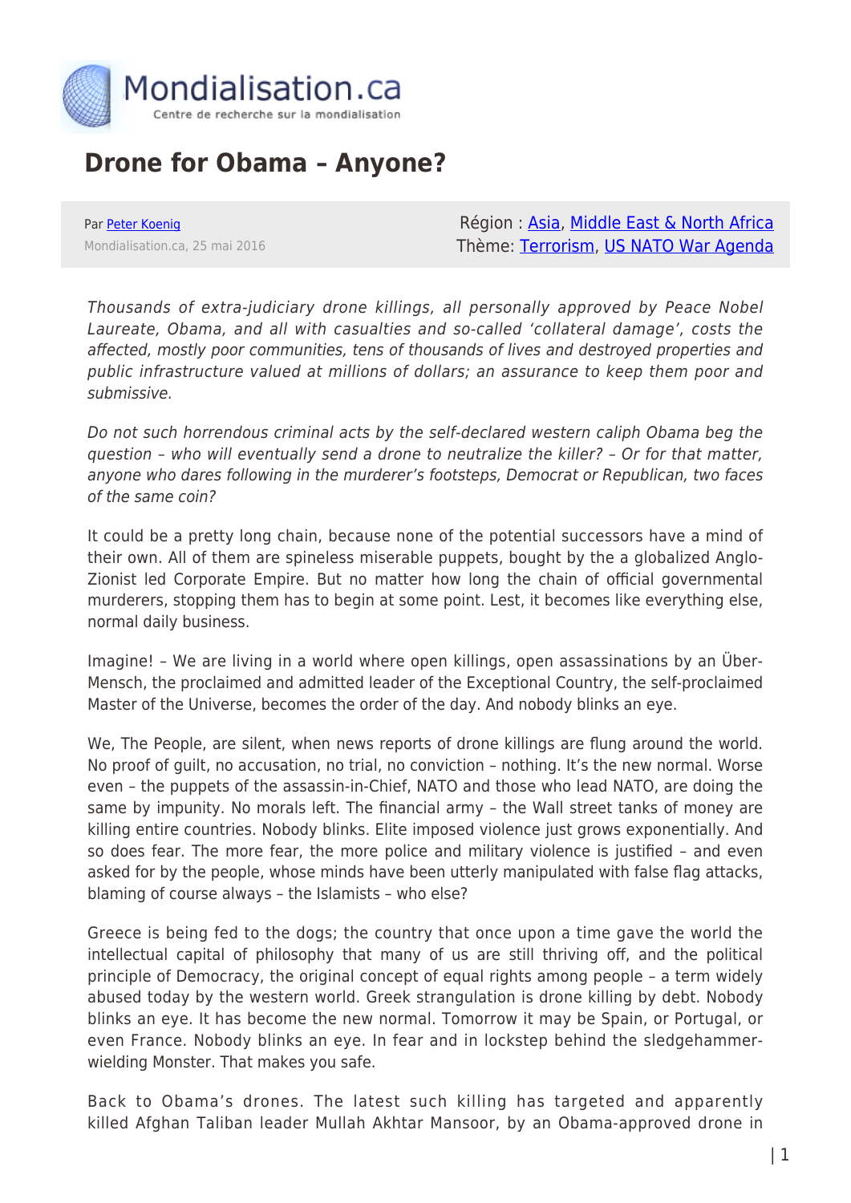# Drone for Obama – Anyone?

Par Peter Koenig
Mondialisation.ca, 25 mai 2016

Région : Asia, Middle East & North Africa
Thème: Terrorism, US NATO War Agenda

*Thousands of extra-judiciary drone killings, all personally approved by Peace Nobel Laureate, Obama, and all with casualties and so-called 'collateral damage', costs the affected, mostly poor communities, tens of thousands of lives and destroyed properties and public infrastructure valued at millions of dollars; an assurance to keep them poor and submissive.*

*Do not such horrendous criminal acts by the self-declared western caliph Obama beg the question – who will eventually send a drone to neutralize the killer? – Or for that matter, anyone who dares following in the murderer's footsteps, Democrat or Republican, two faces of the same coin?*

It could be a pretty long chain, because none of the potential successors have a mind of their own. All of them are spineless miserable puppets, bought by the a globalized Anglo-Zionist led Corporate Empire. But no matter how long the chain of official governmental murderers, stopping them has to begin at some point. Lest, it becomes like everything else, normal daily business.

Imagine! – We are living in a world where open killings, open assassinations by an Über-Mensch, the proclaimed and admitted leader of the Exceptional Country, the self-proclaimed Master of the Universe, becomes the order of the day. And nobody blinks an eye.

We, The People, are silent, when news reports of drone killings are flung around the world. No proof of guilt, no accusation, no trial, no conviction – nothing. It's the new normal. Worse even – the puppets of the assassin-in-Chief, NATO and those who lead NATO, are doing the same by impunity. No morals left. The financial army – the Wall street tanks of money are killing entire countries. Nobody blinks. Elite imposed violence just grows exponentially. And so does fear. The more fear, the more police and military violence is justified – and even asked for by the people, whose minds have been utterly manipulated with false flag attacks, blaming of course always – the Islamists – who else?

Greece is being fed to the dogs; the country that once upon a time gave the world the intellectual capital of philosophy that many of us are still thriving off, and the political principle of Democracy, the original concept of equal rights among people – a term widely abused today by the western world. Greek strangulation is drone killing by debt. Nobody blinks an eye. It has become the new normal. Tomorrow it may be Spain, or Portugal, or even France. Nobody blinks an eye. In fear and in lockstep behind the sledgehammer-wielding Monster. That makes you safe.

Back to Obama's drones. The latest such killing has targeted and apparently killed Afghan Taliban leader Mullah Akhtar Mansoor, by an Obama-approved drone in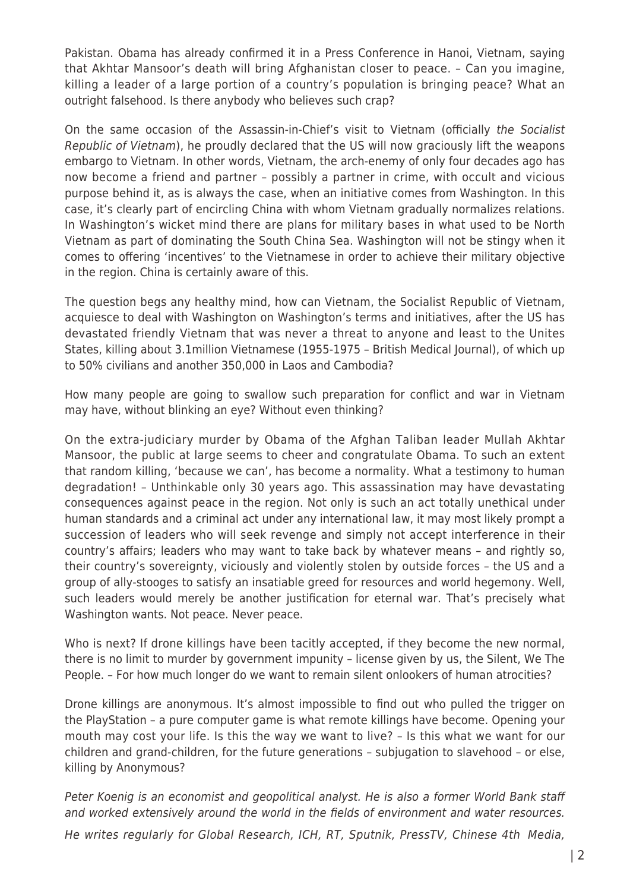Pakistan. Obama has already confirmed it in a Press Conference in Hanoi, Vietnam, saying that Akhtar Mansoor's death will bring Afghanistan closer to peace. – Can you imagine, killing a leader of a large portion of a country's population is bringing peace? What an outright falsehood. Is there anybody who believes such crap?

On the same occasion of the Assassin-in-Chief's visit to Vietnam (officially *the Socialist Republic of Vietnam*), he proudly declared that the US will now graciously lift the weapons embargo to Vietnam. In other words, Vietnam, the arch-enemy of only four decades ago has now become a friend and partner – possibly a partner in crime, with occult and vicious purpose behind it, as is always the case, when an initiative comes from Washington. In this case, it's clearly part of encircling China with whom Vietnam gradually normalizes relations. In Washington's wicket mind there are plans for military bases in what used to be North Vietnam as part of dominating the South China Sea. Washington will not be stingy when it comes to offering 'incentives' to the Vietnamese in order to achieve their military objective in the region. China is certainly aware of this.

The question begs any healthy mind, how can Vietnam, the Socialist Republic of Vietnam, acquiesce to deal with Washington on Washington's terms and initiatives, after the US has devastated friendly Vietnam that was never a threat to anyone and least to the Unites States, killing about 3.1million Vietnamese (1955-1975 – British Medical Journal), of which up to 50% civilians and another 350,000 in Laos and Cambodia?

How many people are going to swallow such preparation for conflict and war in Vietnam may have, without blinking an eye? Without even thinking?

On the extra-judiciary murder by Obama of the Afghan Taliban leader Mullah Akhtar Mansoor, the public at large seems to cheer and congratulate Obama. To such an extent that random killing, 'because we can', has become a normality. What a testimony to human degradation! – Unthinkable only 30 years ago. This assassination may have devastating consequences against peace in the region. Not only is such an act totally unethical under human standards and a criminal act under any international law, it may most likely prompt a succession of leaders who will seek revenge and simply not accept interference in their country's affairs; leaders who may want to take back by whatever means – and rightly so, their country's sovereignty, viciously and violently stolen by outside forces – the US and a group of ally-stooges to satisfy an insatiable greed for resources and world hegemony. Well, such leaders would merely be another justification for eternal war. That's precisely what Washington wants. Not peace. Never peace.

Who is next? If drone killings have been tacitly accepted, if they become the new normal, there is no limit to murder by government impunity – license given by us, the Silent, We The People. – For how much longer do we want to remain silent onlookers of human atrocities?

Drone killings are anonymous. It's almost impossible to find out who pulled the trigger on the PlayStation – a pure computer game is what remote killings have become. Opening your mouth may cost your life. Is this the way we want to live? – Is this what we want for our children and grand-children, for the future generations – subjugation to slavehood – or else, killing by Anonymous?

*Peter Koenig is an economist and geopolitical analyst. He is also a former World Bank staff and worked extensively around the world in the fields of environment and water resources.*

*He writes regularly for Global Research, ICH, RT, Sputnik, PressTV, Chinese 4th Media,*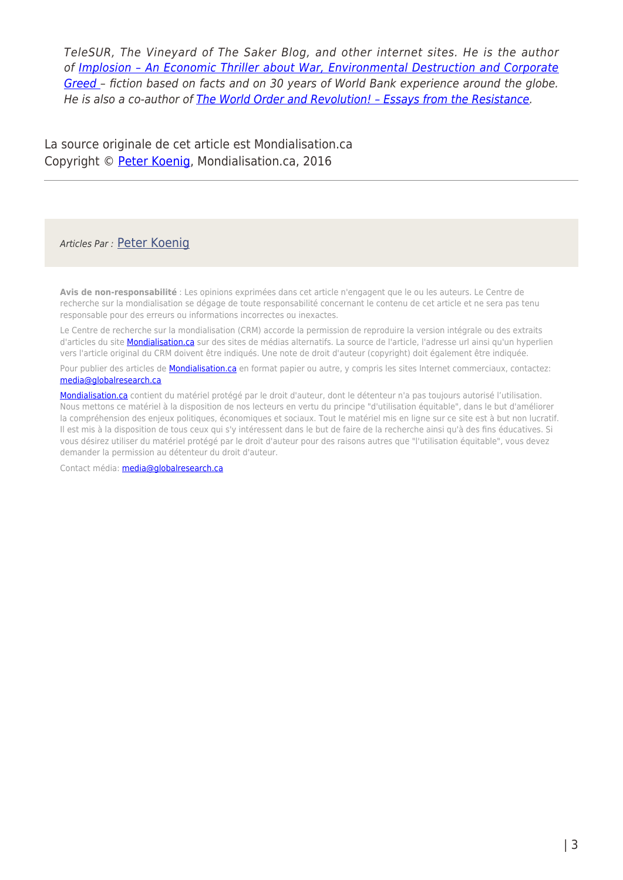*TeleSUR, The Vineyard of The Saker Blog, and other internet sites. He is the author of Implosion – An Economic Thriller about War, Environmental Destruction and Corporate Greed – fiction based on facts and on 30 years of World Bank experience around the globe. He is also a co-author of The World Order and Revolution! – Essays from the Resistance.*

La source originale de cet article est Mondialisation.ca
Copyright © Peter Koenig, Mondialisation.ca, 2016

---

*Articles Par :* Peter Koenig

**Avis de non-responsabilité** : Les opinions exprimées dans cet article n'engagent que le ou les auteurs. Le Centre de recherche sur la mondialisation se dégage de toute responsabilité concernant le contenu de cet article et ne sera pas tenu responsable pour des erreurs ou informations incorrectes ou inexactes.

Le Centre de recherche sur la mondialisation (CRM) accorde la permission de reproduire la version intégrale ou des extraits d'articles du site Mondialisation.ca sur des sites de médias alternatifs. La source de l'article, l'adresse url ainsi qu'un hyperlien vers l'article original du CRM doivent être indiqués. Une note de droit d'auteur (copyright) doit également être indiquée.

Pour publier des articles de Mondialisation.ca en format papier ou autre, y compris les sites Internet commerciaux, contactez: media@globalresearch.ca

Mondialisation.ca contient du matériel protégé par le droit d'auteur, dont le détenteur n'a pas toujours autorisé l'utilisation. Nous mettons ce matériel à la disposition de nos lecteurs en vertu du principe "d'utilisation équitable", dans le but d'améliorer la compréhension des enjeux politiques, économiques et sociaux. Tout le matériel mis en ligne sur ce site est à but non lucratif. Il est mis à la disposition de tous ceux qui s'y intéressent dans le but de faire de la recherche ainsi qu'à des fins éducatives. Si vous désirez utiliser du matériel protégé par le droit d'auteur pour des raisons autres que "l'utilisation équitable", vous devez demander la permission au détenteur du droit d'auteur.

Contact média: media@globalresearch.ca